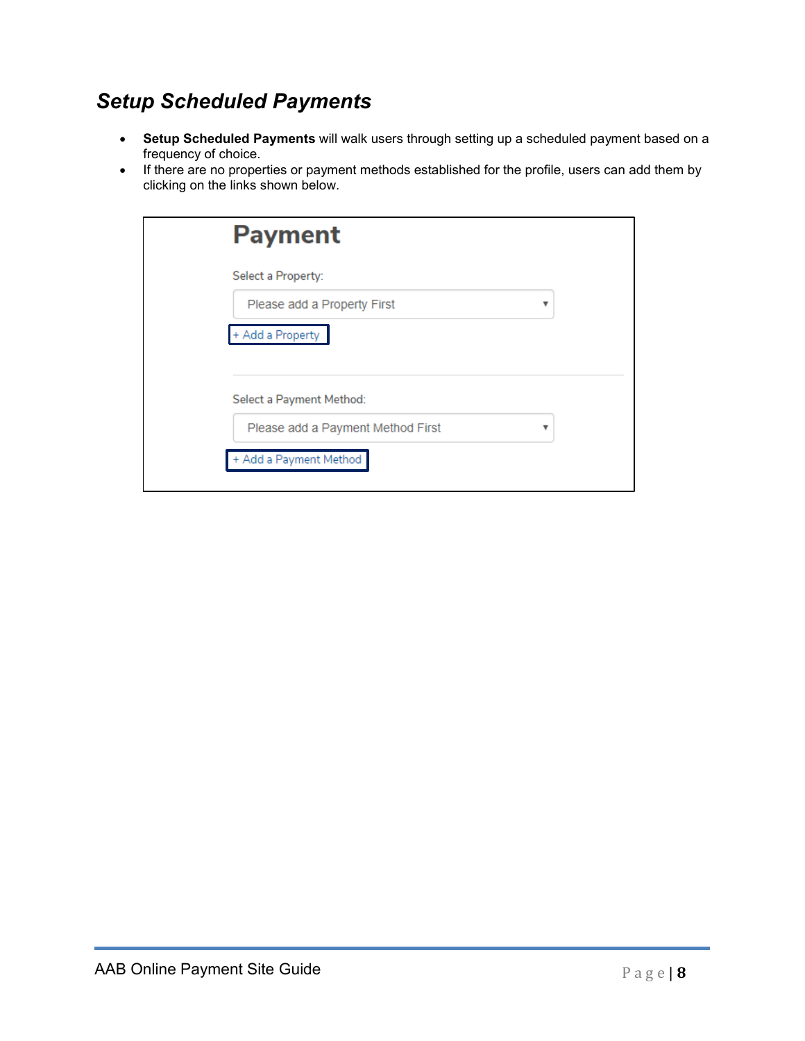## *Setup Scheduled Payments*

- **Setup Scheduled Payments** will walk users through setting up a scheduled payment based on a frequency of choice.
- If there are no properties or payment methods established for the profile, users can add them by clicking on the links shown below.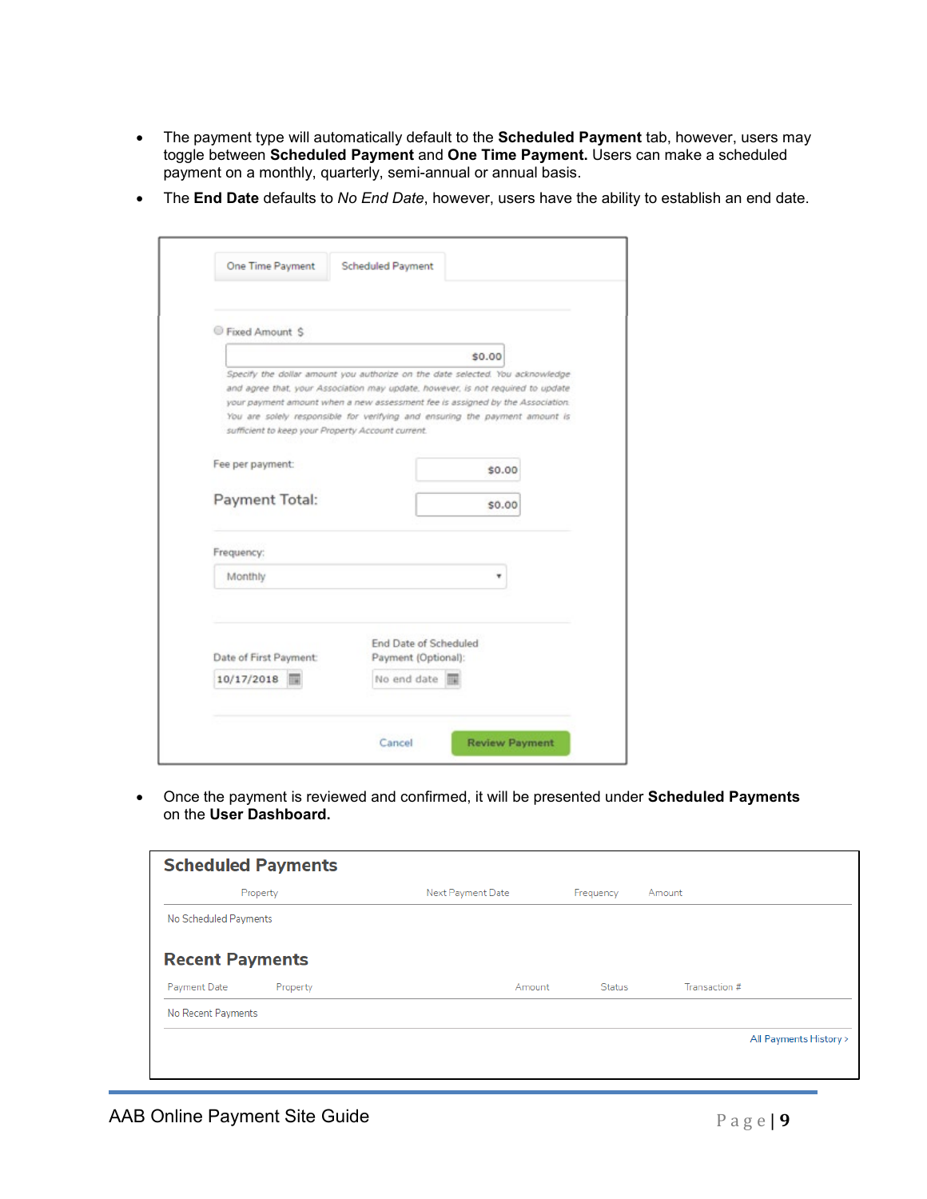- The payment type will automatically default to the **Scheduled Payment** tab, however, users may toggle between **Scheduled Payment** and **One Time Payment.** Users can make a scheduled payment on a monthly, quarterly, semi-annual or annual basis.
- The **End Date** defaults to *No End Date*, however, users have the ability to establish an end date.

One Time Payment | Scheduled Payment

Fixed Amount $

$0.00

*Specify the dollar amount you authorize on the date selected. You acknowledge and agree that, your Association may update, however, is not required to update your payment amount when a new assessment fee is assigned by the Association. You are solely responsible for verifying and ensuring the payment amount is sufficient to keep your Property Account current.*

Fee per payment: $0.00

Payment Total: $0.00

Frequency: Monthly

Date of First Payment: 10/17/2018

End Date of Scheduled Payment (Optional): No end date

Cancel | Review Payment

- Once the payment is reviewed and confirmed, it will be presented under **Scheduled Payments** on the **User Dashboard.**

## Scheduled Payments

| Property | Next Payment Date | Frequency | Amount |
|---|---|---|---|
| No Scheduled Payments | | | |

## Recent Payments

| Payment Date | Property | Amount | Status | Transaction # |
|---|---|---|---|---|
| No Recent Payments | | | | |

All Payments History >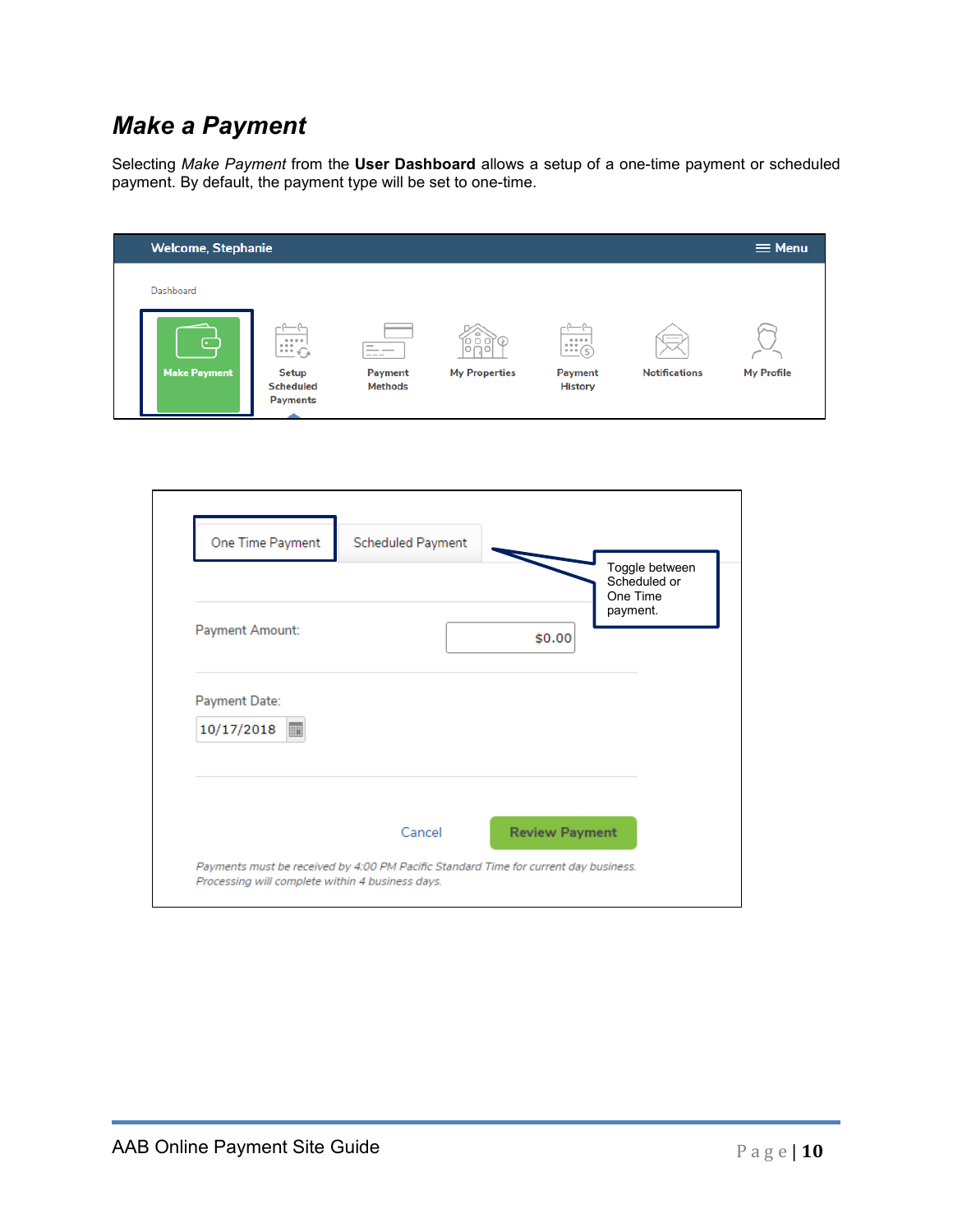## *Make a Payment*

Selecting *Make Payment* from the **User Dashboard** allows a setup of a one-time payment or scheduled payment. By default, the payment type will be set to one-time.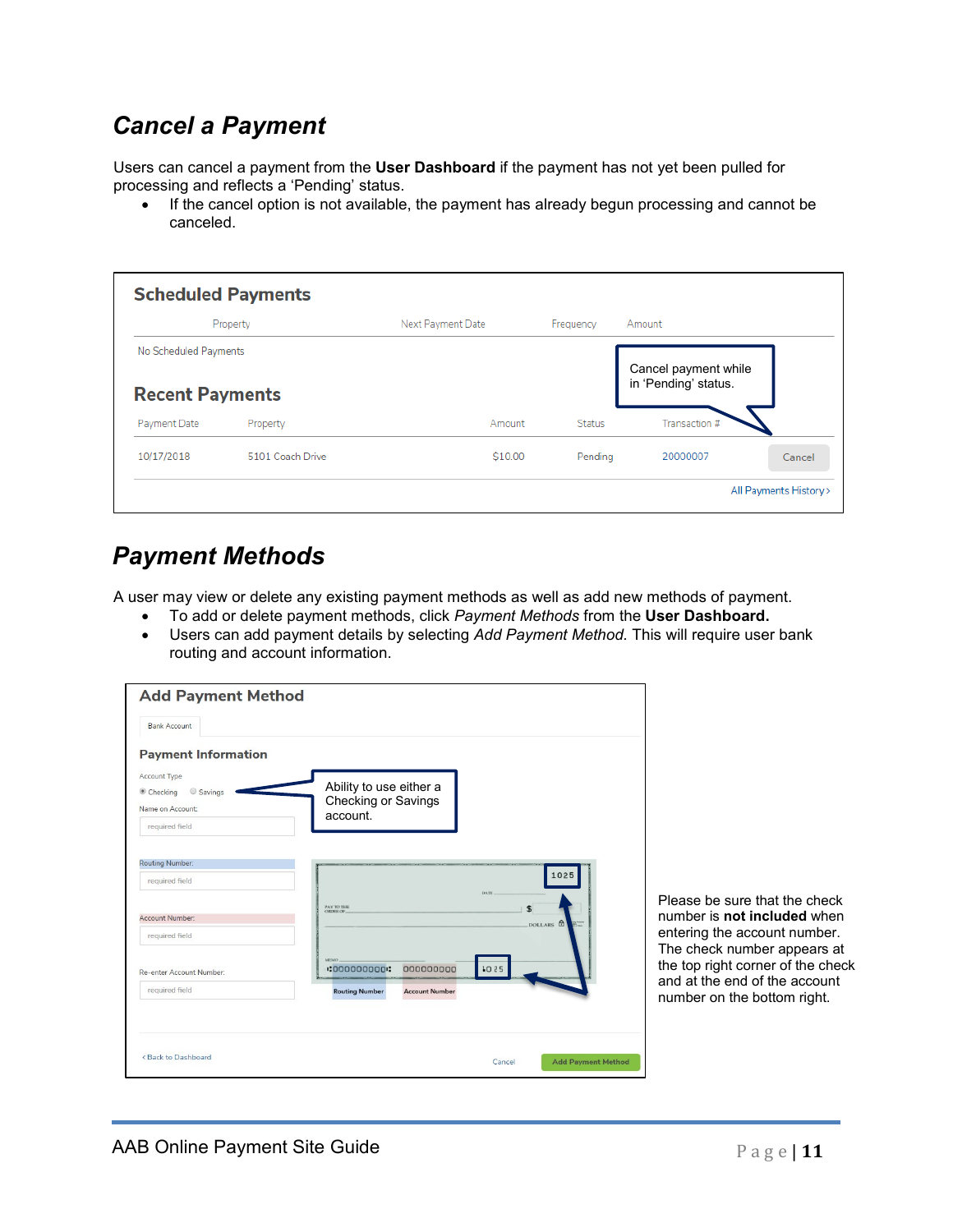## *Cancel a Payment*

Users can cancel a payment from the **User Dashboard** if the payment has not yet been pulled for processing and reflects a 'Pending' status.

- If the cancel option is not available, the payment has already begun processing and cannot be canceled.

**Scheduled Payments**

| Property | Next Payment Date | Frequency | Amount |
|---|---|---|---|
| No Scheduled Payments | | | |

Cancel payment while in 'Pending' status.

**Recent Payments**

| Payment Date | Property | Amount | Status | Transaction # | |
|---|---|---|---|---|---|
| 10/17/2018 | 5101 Coach Drive | $10.00 | Pending | 20000007 | Cancel |

All Payments History >

## *Payment Methods*

A user may view or delete any existing payment methods as well as add new methods of payment.

- To add or delete payment methods, click *Payment Methods* from the **User Dashboard.**
- Users can add payment details by selecting *Add Payment Method*. This will require user bank routing and account information.

**Add Payment Method**

Bank Account

**Payment Information**

Account Type

Checking Savings

Ability to use either a Checking or Savings account.

Name on Account:

Routing Number:

Account Number:

Re-enter Account Number:

Routing Number Account Number

< Back to Dashboard Cancel Add Payment Method

Please be sure that the check number is **not included** when entering the account number. The check number appears at the top right corner of the check and at the end of the account number on the bottom right.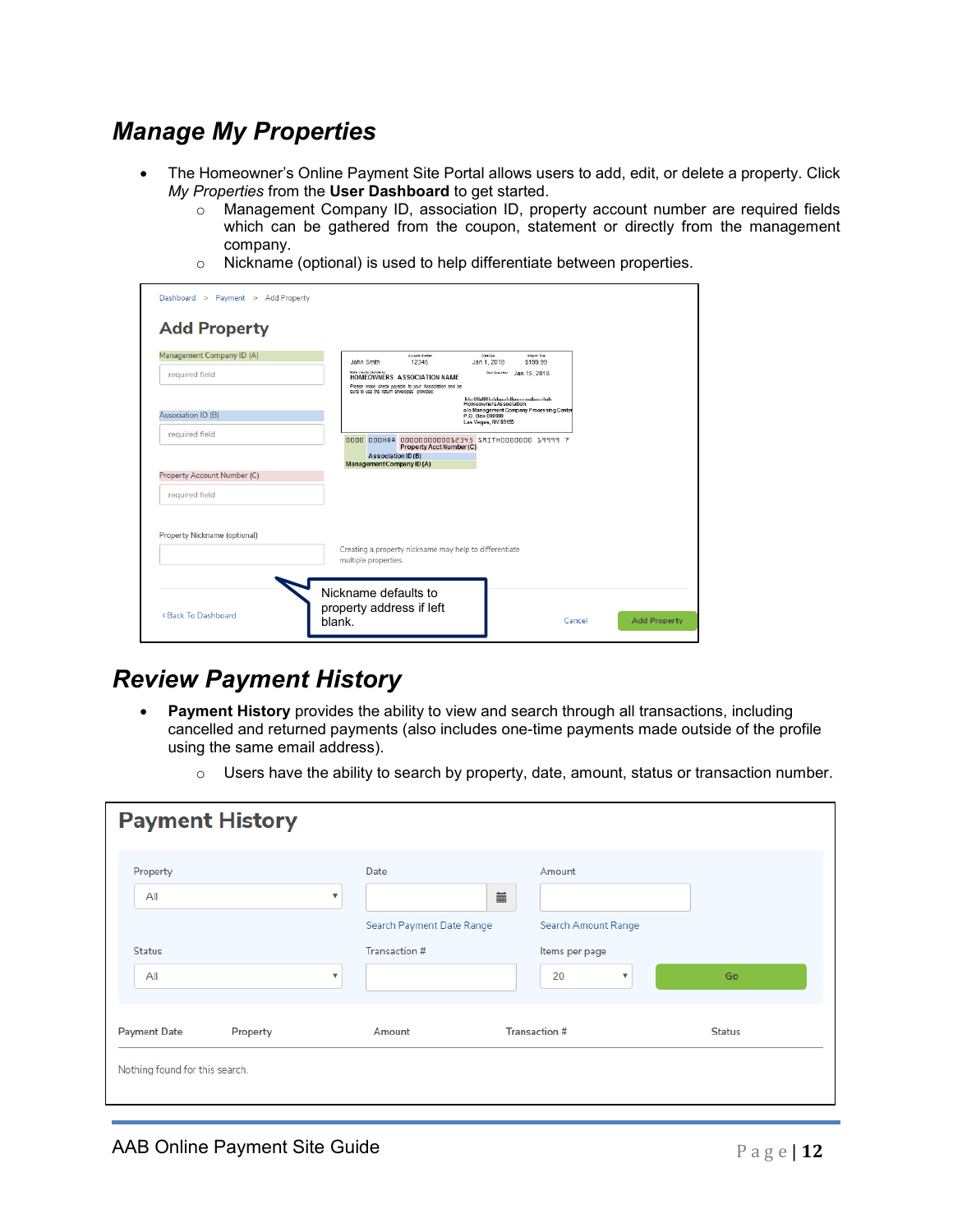## Manage My Properties

- The Homeowner's Online Payment Site Portal allows users to add, edit, or delete a property. Click *My Properties* from the **User Dashboard** to get started.
  - Management Company ID, association ID, property account number are required fields which can be gathered from the coupon, statement or directly from the management company.
  - Nickname (optional) is used to help differentiate between properties.

Dashboard > Payment > Add Property

### Add Property

Management Company ID (A)

required field

Association ID (B)

required field

Property Account Number (C)

required field

Property Nickname (optional)

Creating a property nickname may help to differentiate multiple properties.

Nickname defaults to property address if left blank.

< Back To Dashboard    Cancel    Add Property

## Review Payment History

- **Payment History** provides the ability to view and search through all transactions, including cancelled and returned payments (also includes one-time payments made outside of the profile using the same email address).
  - Users have the ability to search by property, date, amount, status or transaction number.

### Payment History

Property: All    Date    Amount

Search Payment Date Range    Search Amount Range

Status: All    Transaction #    Items per page: 20    Go

| Payment Date | Property | Amount | Transaction # | Status |
|---|---|---|---|---|

Nothing found for this search.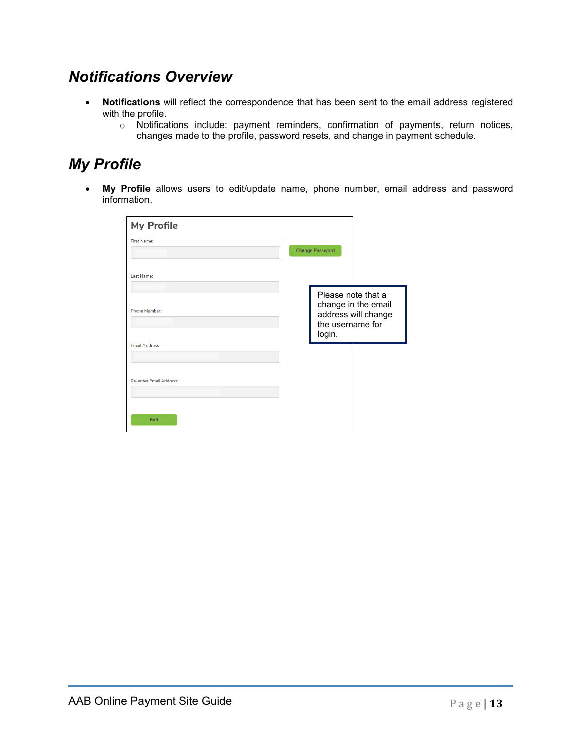## *Notifications Overview*

- **Notifications** will reflect the correspondence that has been sent to the email address registered with the profile.
    - Notifications include: payment reminders, confirmation of payments, return notices, changes made to the profile, password resets, and change in payment schedule.

## *My Profile*

- **My Profile** allows users to edit/update name, phone number, email address and password information.

My Profile

First Name:

Change Password

Last Name:

Phone Number:

Email Address:

Re-enter Email Address:

Edit

Please note that a change in the email address will change the username for login.